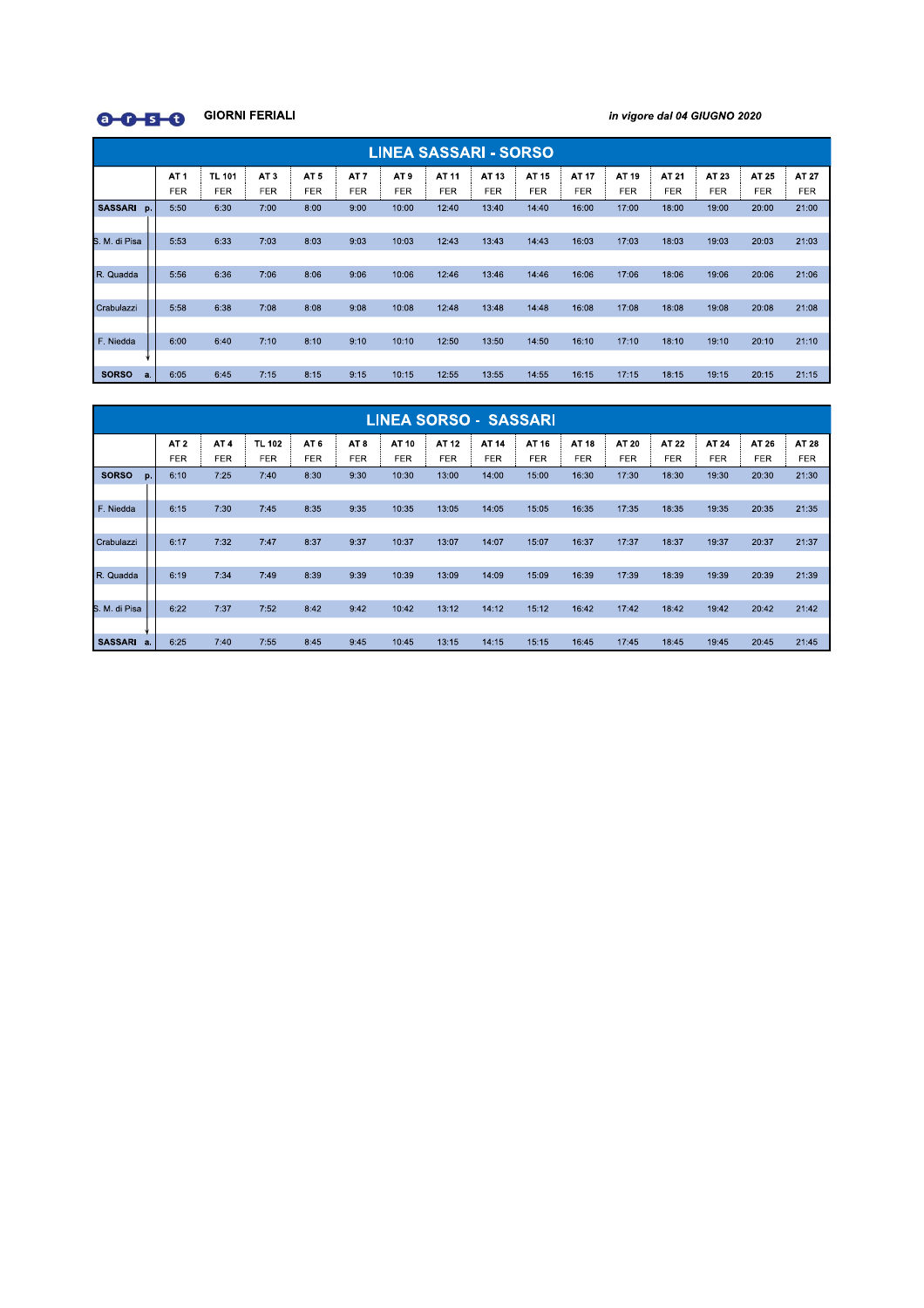a-r-s-t **GIORNI FERIALI** *in vigore dal 04 GIUGNO 2020*

## LINEA SASSARI - SORSO

| | AT 1 | TL 101 | AT 3 | AT 5 | AT 7 | AT 9 | AT 11 | AT 13 | AT 15 | AT 17 | AT 19 | AT 21 | AT 23 | AT 25 | AT 27 |
|---|---|---|---|---|---|---|---|---|---|---|---|---|---|---|---|
| | FER | FER | FER | FER | FER | FER | FER | FER | FER | FER | FER | FER | FER | FER | FER |
| **SASSARI p.** | 5:50 | 6:30 | 7:00 | 8:00 | 9:00 | 10:00 | 12:40 | 13:40 | 14:40 | 16:00 | 17:00 | 18:00 | 19:00 | 20:00 | 21:00 |
| S. M. di Pisa | 5:53 | 6:33 | 7:03 | 8:03 | 9:03 | 10:03 | 12:43 | 13:43 | 14:43 | 16:03 | 17:03 | 18:03 | 19:03 | 20:03 | 21:03 |
| R. Quadda | 5:56 | 6:36 | 7:06 | 8:06 | 9:06 | 10:06 | 12:46 | 13:46 | 14:46 | 16:06 | 17:06 | 18:06 | 19:06 | 20:06 | 21:06 |
| Crabulazzi | 5:58 | 6:38 | 7:08 | 8:08 | 9:08 | 10:08 | 12:48 | 13:48 | 14:48 | 16:08 | 17:08 | 18:08 | 19:08 | 20:08 | 21:08 |
| F. Niedda | 6:00 | 6:40 | 7:10 | 8:10 | 9:10 | 10:10 | 12:50 | 13:50 | 14:50 | 16:10 | 17:10 | 18:10 | 19:10 | 20:10 | 21:10 |
| **SORSO a.** | 6:05 | 6:45 | 7:15 | 8:15 | 9:15 | 10:15 | 12:55 | 13:55 | 14:55 | 16:15 | 17:15 | 18:15 | 19:15 | 20:15 | 21:15 |

## LINEA SORSO - SASSARI

| | AT 2 | AT 4 | TL 102 | AT 6 | AT 8 | AT 10 | AT 12 | AT 14 | AT 16 | AT 18 | AT 20 | AT 22 | AT 24 | AT 26 | AT 28 |
|---|---|---|---|---|---|---|---|---|---|---|---|---|---|---|---|
| | FER | FER | FER | FER | FER | FER | FER | FER | FER | FER | FER | FER | FER | FER | FER |
| **SORSO p.** | 6:10 | 7:25 | 7:40 | 8:30 | 9:30 | 10:30 | 13:00 | 14:00 | 15:00 | 16:30 | 17:30 | 18:30 | 19:30 | 20:30 | 21:30 |
| F. Niedda | 6:15 | 7:30 | 7:45 | 8:35 | 9:35 | 10:35 | 13:05 | 14:05 | 15:05 | 16:35 | 17:35 | 18:35 | 19:35 | 20:35 | 21:35 |
| Crabulazzi | 6:17 | 7:32 | 7:47 | 8:37 | 9:37 | 10:37 | 13:07 | 14:07 | 15:07 | 16:37 | 17:37 | 18:37 | 19:37 | 20:37 | 21:37 |
| R. Quadda | 6:19 | 7:34 | 7:49 | 8:39 | 9:39 | 10:39 | 13:09 | 14:09 | 15:09 | 16:39 | 17:39 | 18:39 | 19:39 | 20:39 | 21:39 |
| S. M. di Pisa | 6:22 | 7:37 | 7:52 | 8:42 | 9:42 | 10:42 | 13:12 | 14:12 | 15:12 | 16:42 | 17:42 | 18:42 | 19:42 | 20:42 | 21:42 |
| **SASSARI a.** | 6:25 | 7:40 | 7:55 | 8:45 | 9:45 | 10:45 | 13:15 | 14:15 | 15:15 | 16:45 | 17:45 | 18:45 | 19:45 | 20:45 | 21:45 |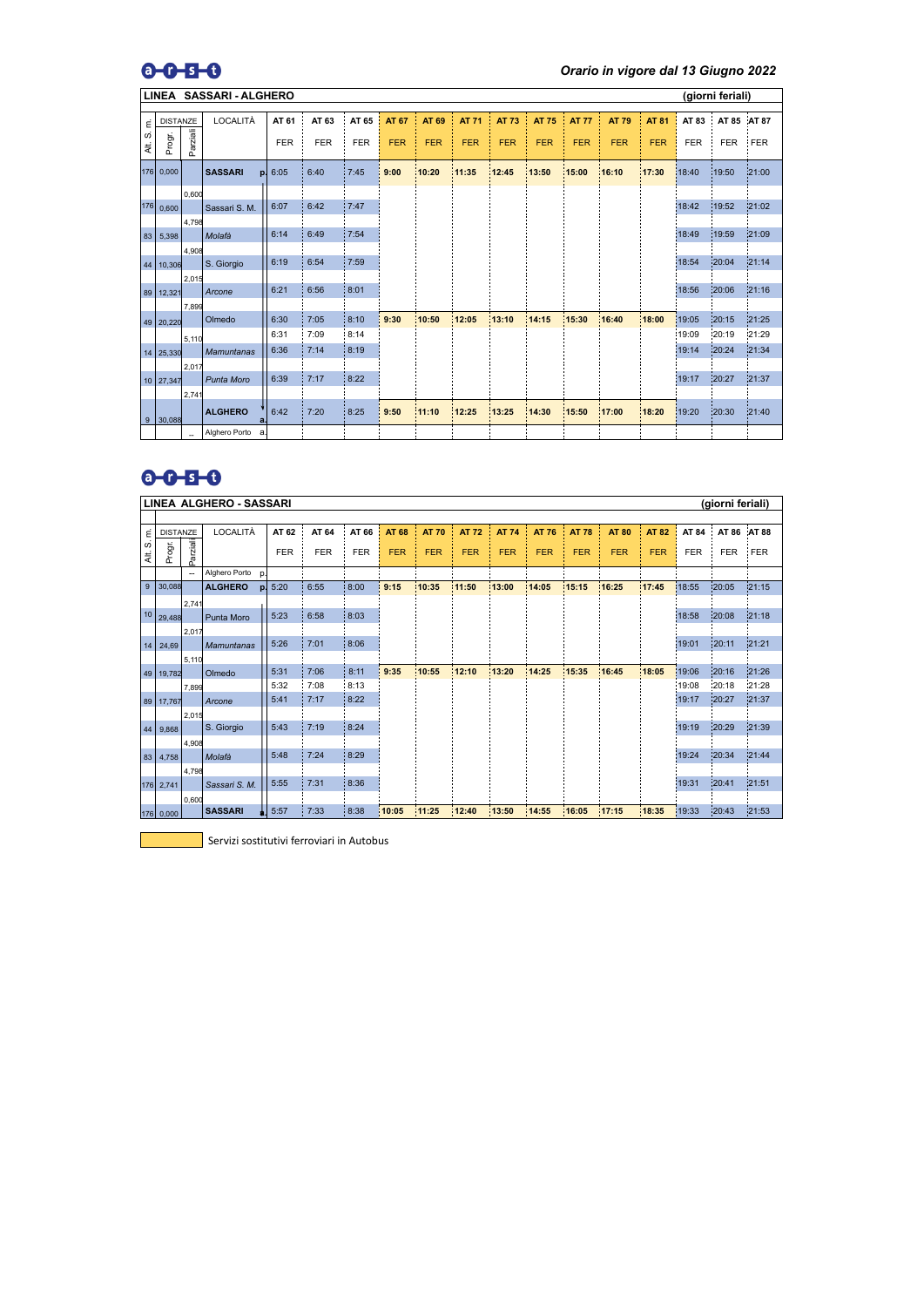**arst**

*Orario in vigore dal 13 Giugno 2022*

## LINEA SASSARI - ALGHERO (giorni feriali)

| Alt. S. m. | DISTANZE Progr. | Parziali | LOCALITÀ | | AT 61 | AT 63 | AT 65 | AT 67 | AT 69 | AT 71 | AT 73 | AT 75 | AT 77 | AT 79 | AT 81 | AT 83 | AT 85 | AT 87 |
|---|---|---|---|---|---|---|---|---|---|---|---|---|---|---|---|---|---|---|
| | | | | | FER | FER | FER | FER | FER | FER | FER | FER | FER | FER | FER | FER | FER | FER |
| 176 | 0,000 | | **SASSARI** | p. | 6:05 | 6:40 | 7:45 | 9:00 | 10:20 | 11:35 | 12:45 | 13:50 | 15:00 | 16:10 | 17:30 | 18:40 | 19:50 | 21:00 |
| | | 0,600 | | | | | | | | | | | | | | | | |
| 176 | 0,600 | | Sassari S. M. | | 6:07 | 6:42 | 7:47 | | | | | | | | | 18:42 | 19:52 | 21:02 |
| | | 4,798 | | | | | | | | | | | | | | | | |
| 83 | 5,398 | | *Molafà* | | 6:14 | 6:49 | 7:54 | | | | | | | | | 18:49 | 19:59 | 21:09 |
| | | 4,908 | | | | | | | | | | | | | | | | |
| 44 | 10,306 | | S. Giorgio | | 6:19 | 6:54 | 7:59 | | | | | | | | | 18:54 | 20:04 | 21:14 |
| | | 2,015 | | | | | | | | | | | | | | | | |
| 89 | 12,321 | | *Arcone* | | 6:21 | 6:56 | 8:01 | | | | | | | | | 18:56 | 20:06 | 21:16 |
| | | 7,899 | | | | | | | | | | | | | | | | |
| 49 | 20,220 | | Olmedo | | 6:30 | 7:05 | 8:10 | 9:30 | 10:50 | 12:05 | 13:10 | 14:15 | 15:30 | 16:40 | 18:00 | 19:05 | 20:15 | 21:25 |
| | | | | | 6:31 | 7:09 | 8:14 | | | | | | | | | 19:09 | 20:19 | 21:29 |
| | | 5,110 | | | | | | | | | | | | | | | | |
| 14 | 25,330 | | *Mamuntanas* | | 6:36 | 7:14 | 8:19 | | | | | | | | | 19:14 | 20:24 | 21:34 |
| | | 2,017 | | | | | | | | | | | | | | | | |
| 10 | 27,347 | | *Punta Moro* | | 6:39 | 7:17 | 8:22 | | | | | | | | | 19:17 | 20:27 | 21:37 |
| | | 2,741 | | | | | | | | | | | | | | | | |
| 9 | 30,088 | | **ALGHERO** | a. | 6:42 | 7:20 | 8:25 | 9:50 | 11:10 | 12:25 | 13:25 | 14:30 | 15:50 | 17:00 | 18:20 | 19:20 | 20:30 | 21:40 |
| | | -- | Alghero Porto | a. | | | | | | | | | | | | | | |

**arst**

## LINEA ALGHERO - SASSARI (giorni feriali)

| Alt. S. m. | DISTANZE Progr. | Parziali | LOCALITÀ | | AT 62 | AT 64 | AT 66 | AT 68 | AT 70 | AT 72 | AT 74 | AT 76 | AT 78 | AT 80 | AT 82 | AT 84 | AT 86 | AT 88 |
|---|---|---|---|---|---|---|---|---|---|---|---|---|---|---|---|---|---|---|
| | | | | | FER | FER | FER | FER | FER | FER | FER | FER | FER | FER | FER | FER | FER | FER |
| | | -- | Alghero Porto | p. | | | | | | | | | | | | | | |
| 9 | 30,088 | | **ALGHERO** | p. | 5:20 | 6:55 | 8:00 | 9:15 | 10:35 | 11:50 | 13:00 | 14:05 | 15:15 | 16:25 | 17:45 | 18:55 | 20:05 | 21:15 |
| | | 2,741 | | | | | | | | | | | | | | | | |
| 10 | 29,488 | | Punta Moro | | 5:23 | 6:58 | 8:03 | | | | | | | | | 18:58 | 20:08 | 21:18 |
| | | 2,017 | | | | | | | | | | | | | | | | |
| 14 | 24,69 | | *Mamuntanas* | | 5:26 | 7:01 | 8:06 | | | | | | | | | 19:01 | 20:11 | 21:21 |
| | | 5,110 | | | | | | | | | | | | | | | | |
| 49 | 19,782 | | Olmedo | | 5:31 | 7:06 | 8:11 | 9:35 | 10:55 | 12:10 | 13:20 | 14:25 | 15:35 | 16:45 | 18:05 | 19:06 | 20:16 | 21:26 |
| | | | | | 5:32 | 7:08 | 8:13 | | | | | | | | | 19:08 | 20:18 | 21:28 |
| | | 7,899 | | | | | | | | | | | | | | | | |
| 89 | 17,767 | | *Arcone* | | 5:41 | 7:17 | 8:22 | | | | | | | | | 19:17 | 20:27 | 21:37 |
| | | 2,015 | | | | | | | | | | | | | | | | |
| 44 | 9,868 | | S. Giorgio | | 5:43 | 7:19 | 8:24 | | | | | | | | | 19:19 | 20:29 | 21:39 |
| | | 4,908 | | | | | | | | | | | | | | | | |
| 83 | 4,758 | | *Molafà* | | 5:48 | 7:24 | 8:29 | | | | | | | | | 19:24 | 20:34 | 21:44 |
| | | 4,798 | | | | | | | | | | | | | | | | |
| 176 | 2,741 | | *Sassari S. M.* | | 5:55 | 7:31 | 8:36 | | | | | | | | | 19:31 | 20:41 | 21:51 |
| | | 0,600 | | | | | | | | | | | | | | | | |
| 176 | 0,000 | | **SASSARI** | a. | 5:57 | 7:33 | 8:38 | 10:05 | 11:25 | 12:40 | 13:50 | 14:55 | 16:05 | 17:15 | 18:35 | 19:33 | 20:43 | 21:53 |

Servizi sostitutivi ferroviari in Autobus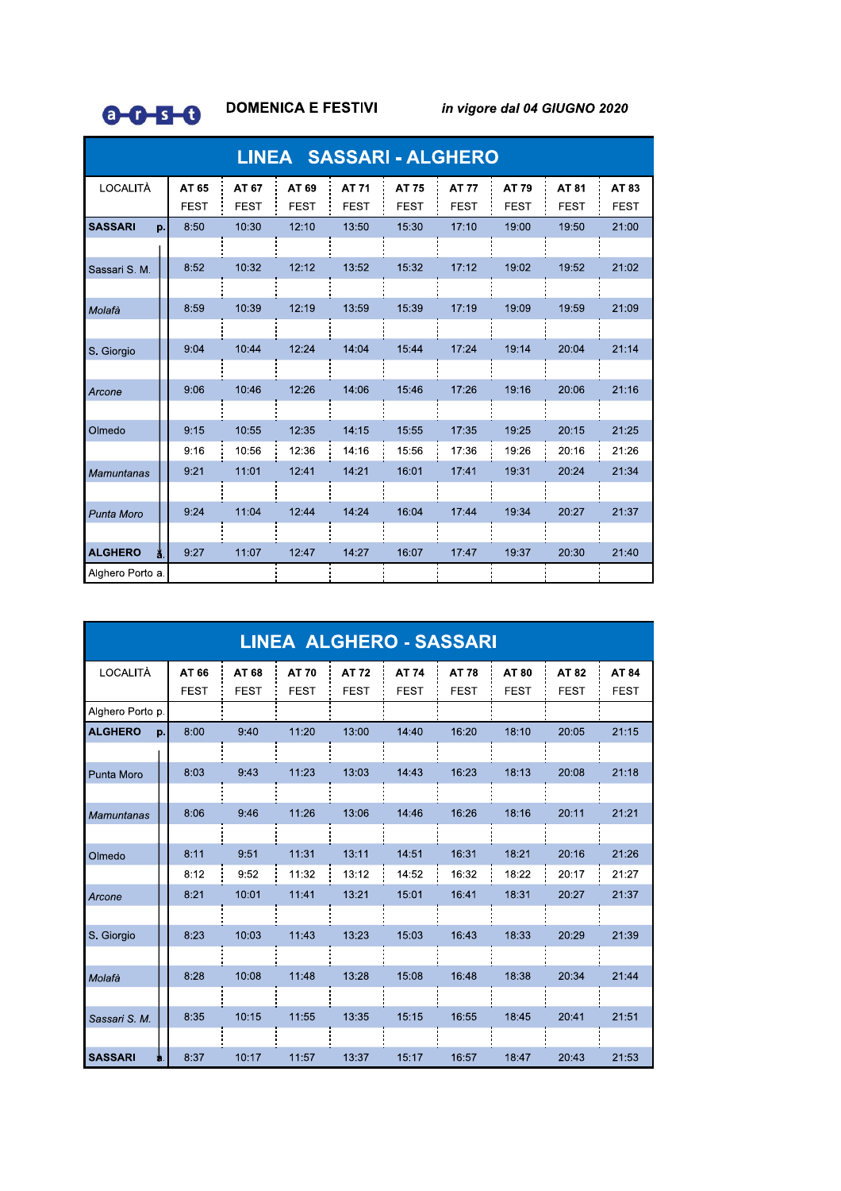a-r-s-t **DOMENICA E FESTIVI** *in vigore dal 04 GIUGNO 2020*

## LINEA SASSARI - ALGHERO

| LOCALITÀ | | AT 65 FEST | AT 67 FEST | AT 69 FEST | AT 71 FEST | AT 75 FEST | AT 77 FEST | AT 79 FEST | AT 81 FEST | AT 83 FEST |
|---|---|---|---|---|---|---|---|---|---|---|
| **SASSARI** | **p.** | 8:50 | 10:30 | 12:10 | 13:50 | 15:30 | 17:10 | 19:00 | 19:50 | 21:00 |
| Sassari S. M. | | 8:52 | 10:32 | 12:12 | 13:52 | 15:32 | 17:12 | 19:02 | 19:52 | 21:02 |
| *Molafà* | | 8:59 | 10:39 | 12:19 | 13:59 | 15:39 | 17:19 | 19:09 | 19:59 | 21:09 |
| S. Giorgio | | 9:04 | 10:44 | 12:24 | 14:04 | 15:44 | 17:24 | 19:14 | 20:04 | 21:14 |
| *Arcone* | | 9:06 | 10:46 | 12:26 | 14:06 | 15:46 | 17:26 | 19:16 | 20:06 | 21:16 |
| Olmedo | | 9:15 | 10:55 | 12:35 | 14:15 | 15:55 | 17:35 | 19:25 | 20:15 | 21:25 |
| | | 9:16 | 10:56 | 12:36 | 14:16 | 15:56 | 17:36 | 19:26 | 20:16 | 21:26 |
| *Mamuntanas* | | 9:21 | 11:01 | 12:41 | 14:21 | 16:01 | 17:41 | 19:31 | 20:24 | 21:34 |
| *Punta Moro* | | 9:24 | 11:04 | 12:44 | 14:24 | 16:04 | 17:44 | 19:34 | 20:27 | 21:37 |
| **ALGHERO** | **a.** | 9:27 | 11:07 | 12:47 | 14:27 | 16:07 | 17:47 | 19:37 | 20:30 | 21:40 |
| Alghero Porto | a. | | | | | | | | | |

## LINEA ALGHERO - SASSARI

| LOCALITÀ | | AT 66 FEST | AT 68 FEST | AT 70 FEST | AT 72 FEST | AT 74 FEST | AT 78 FEST | AT 80 FEST | AT 82 FEST | AT 84 FEST |
|---|---|---|---|---|---|---|---|---|---|---|
| Alghero Porto | p. | | | | | | | | | |
| **ALGHERO** | **p.** | 8:00 | 9:40 | 11:20 | 13:00 | 14:40 | 16:20 | 18:10 | 20:05 | 21:15 |
| Punta Moro | | 8:03 | 9:43 | 11:23 | 13:03 | 14:43 | 16:23 | 18:13 | 20:08 | 21:18 |
| *Mamuntanas* | | 8:06 | 9:46 | 11:26 | 13:06 | 14:46 | 16:26 | 18:16 | 20:11 | 21:21 |
| Olmedo | | 8:11 | 9:51 | 11:31 | 13:11 | 14:51 | 16:31 | 18:21 | 20:16 | 21:26 |
| | | 8:12 | 9:52 | 11:32 | 13:12 | 14:52 | 16:32 | 18:22 | 20:17 | 21:27 |
| *Arcone* | | 8:21 | 10:01 | 11:41 | 13:21 | 15:01 | 16:41 | 18:31 | 20:27 | 21:37 |
| S. Giorgio | | 8:23 | 10:03 | 11:43 | 13:23 | 15:03 | 16:43 | 18:33 | 20:29 | 21:39 |
| *Molafà* | | 8:28 | 10:08 | 11:48 | 13:28 | 15:08 | 16:48 | 18:38 | 20:34 | 21:44 |
| *Sassari S. M.* | | 8:35 | 10:15 | 11:55 | 13:35 | 15:15 | 16:55 | 18:45 | 20:41 | 21:51 |
| **SASSARI** | **a.** | 8:37 | 10:17 | 11:57 | 13:37 | 15:17 | 16:57 | 18:47 | 20:43 | 21:53 |